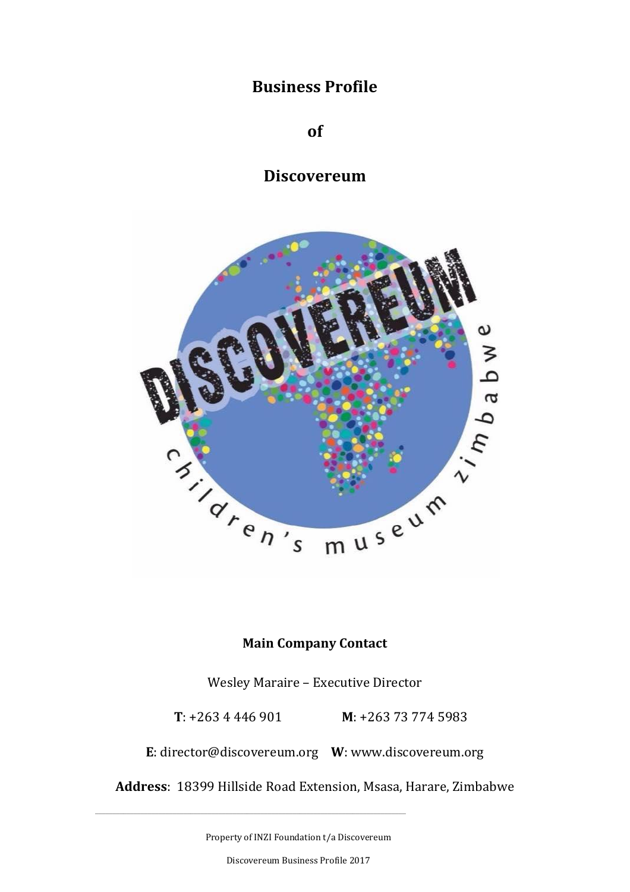# Business Profile

# of

# Discovereum

**Main Company Contact**

Wesley Maraire – Executive Director

**T**: +263 4 446 901 **M**: +263 73 774 5983

**E**: director@discovereum.org **W**: www.discovereum.org

**Address**: 18399 Hillside Road Extension, Msasa, Harare, Zimbabwe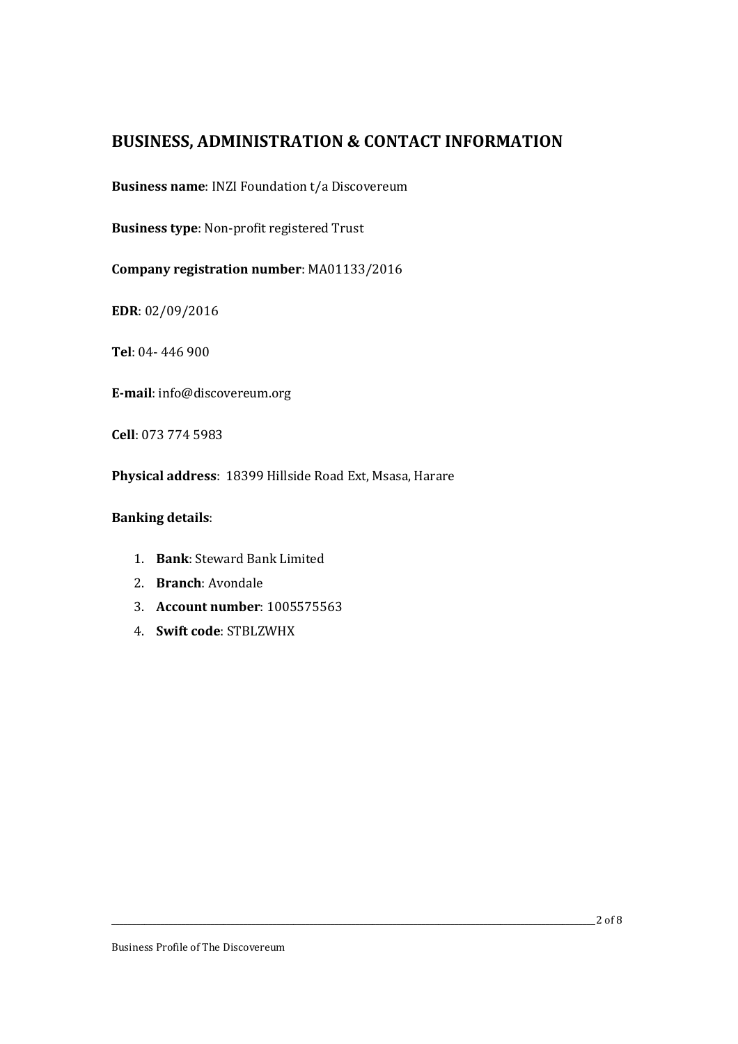## BUSINESS, ADMINISTRATION & CONTACT INFORMATION

**Business name**: INZI Foundation t/a Discovereum

**Business type**: Non-profit registered Trust

**Company registration number**: MA01133/2016

**EDR**: 02/09/2016

**Tel**: 04- 446 900

**E-mail**: info@discovereum.org

**Cell**: 073 774 5983

**Physical address**: 18399 Hillside Road Ext, Msasa, Harare

**Banking details**:

1. **Bank**: Steward Bank Limited
2. **Branch**: Avondale
3. **Account number**: 1005575563
4. **Swift code**: STBLZWHX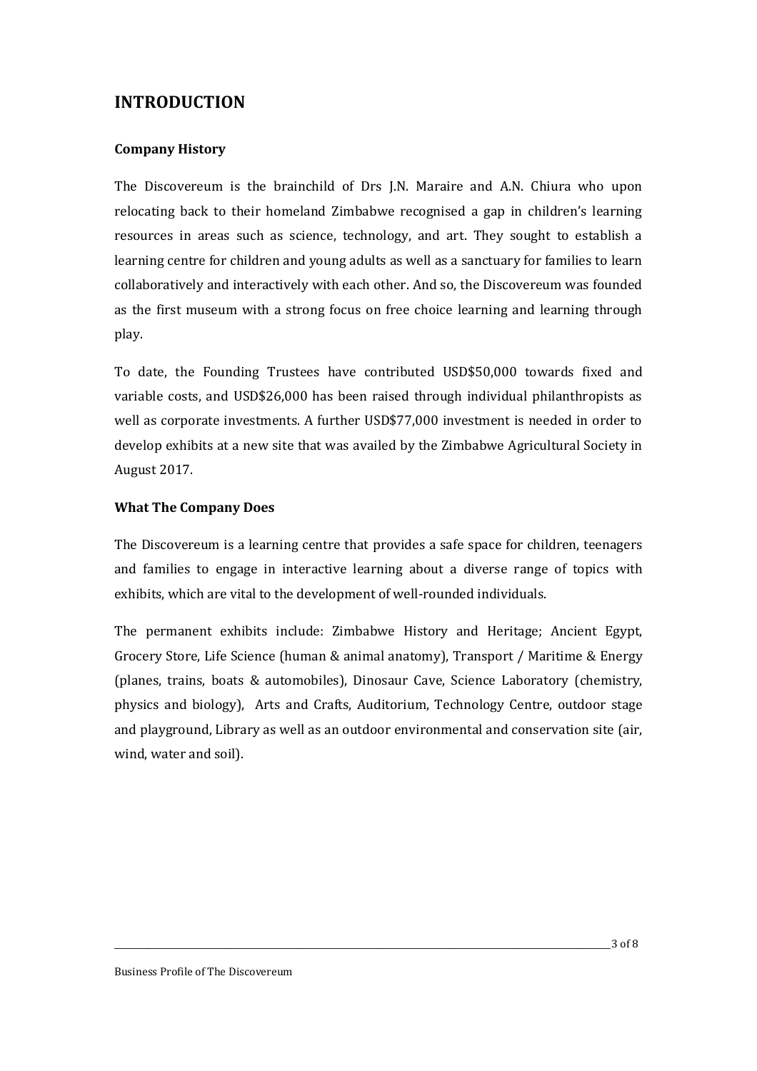# INTRODUCTION

## Company History

The Discovereum is the brainchild of Drs J.N. Maraire and A.N. Chiura who upon relocating back to their homeland Zimbabwe recognised a gap in children's learning resources in areas such as science, technology, and art. They sought to establish a learning centre for children and young adults as well as a sanctuary for families to learn collaboratively and interactively with each other. And so, the Discovereum was founded as the first museum with a strong focus on free choice learning and learning through play.

To date, the Founding Trustees have contributed USD$50,000 towards fixed and variable costs, and USD$26,000 has been raised through individual philanthropists as well as corporate investments. A further USD$77,000 investment is needed in order to develop exhibits at a new site that was availed by the Zimbabwe Agricultural Society in August 2017.

## What The Company Does

The Discovereum is a learning centre that provides a safe space for children, teenagers and families to engage in interactive learning about a diverse range of topics with exhibits, which are vital to the development of well-rounded individuals.

The permanent exhibits include: Zimbabwe History and Heritage; Ancient Egypt, Grocery Store, Life Science (human & animal anatomy), Transport / Maritime & Energy (planes, trains, boats & automobiles), Dinosaur Cave, Science Laboratory (chemistry, physics and biology), Arts and Crafts, Auditorium, Technology Centre, outdoor stage and playground, Library as well as an outdoor environmental and conservation site (air, wind, water and soil).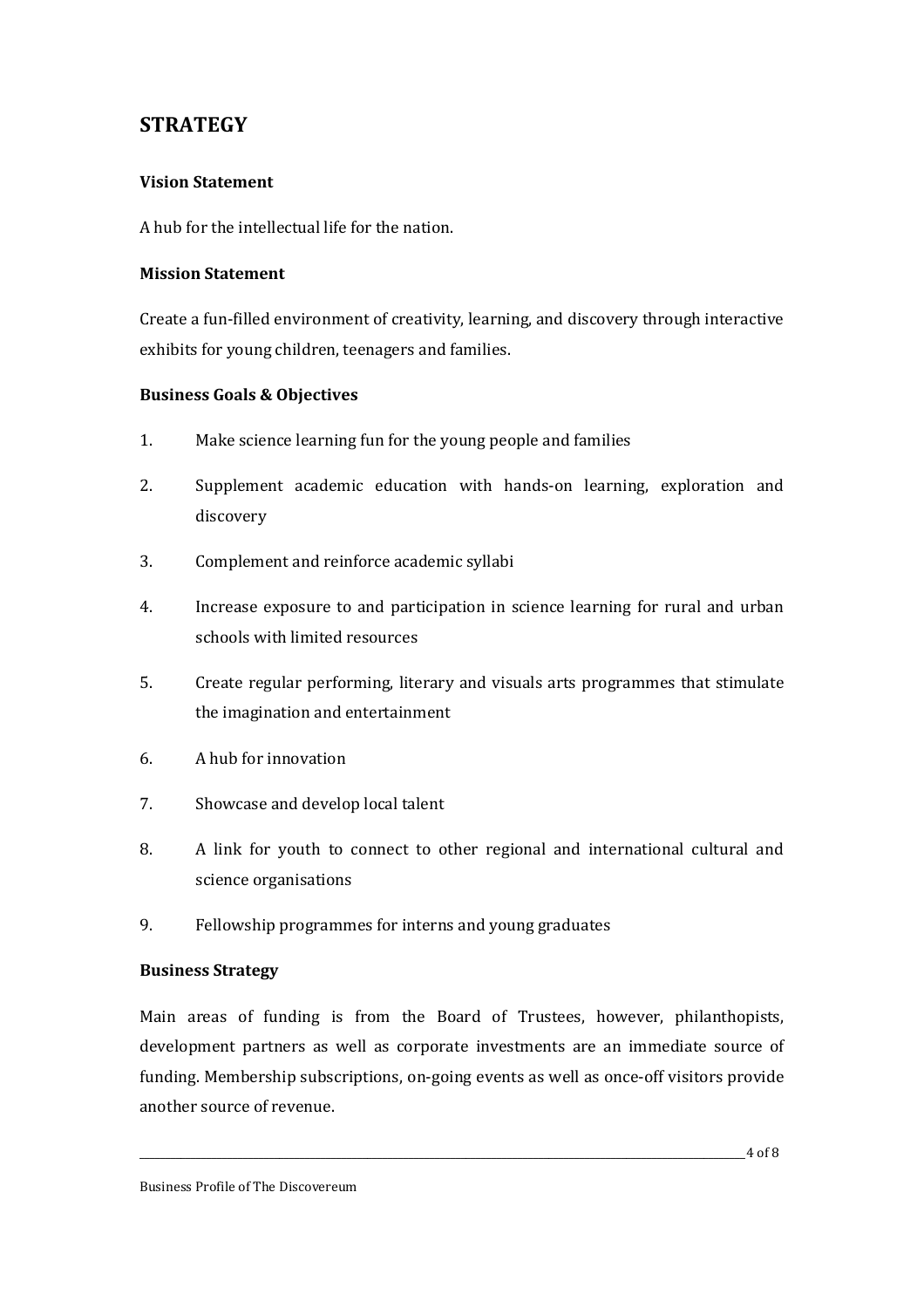## STRATEGY

### Vision Statement

A hub for the intellectual life for the nation.

### Mission Statement

Create a fun-filled environment of creativity, learning, and discovery through interactive exhibits for young children, teenagers and families.

### Business Goals & Objectives

1. Make science learning fun for the young people and families
2. Supplement academic education with hands-on learning, exploration and discovery
3. Complement and reinforce academic syllabi
4. Increase exposure to and participation in science learning for rural and urban schools with limited resources
5. Create regular performing, literary and visuals arts programmes that stimulate the imagination and entertainment
6. A hub for innovation
7. Showcase and develop local talent
8. A link for youth to connect to other regional and international cultural and science organisations
9. Fellowship programmes for interns and young graduates

### Business Strategy

Main areas of funding is from the Board of Trustees, however, philanthopists, development partners as well as corporate investments are an immediate source of funding. Membership subscriptions, on-going events as well as once-off visitors provide another source of revenue.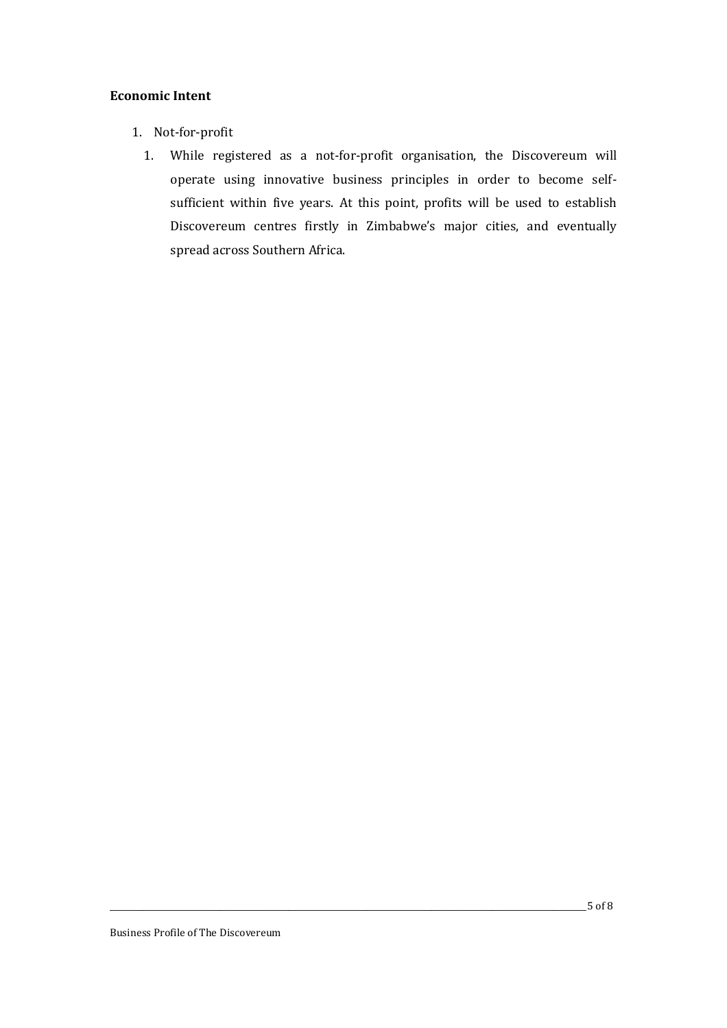**Economic Intent**

1. Not-for-profit
    1. While registered as a not-for-profit organisation, the Discovereum will operate using innovative business principles in order to become self-sufficient within five years. At this point, profits will be used to establish Discovereum centres firstly in Zimbabwe's major cities, and eventually spread across Southern Africa.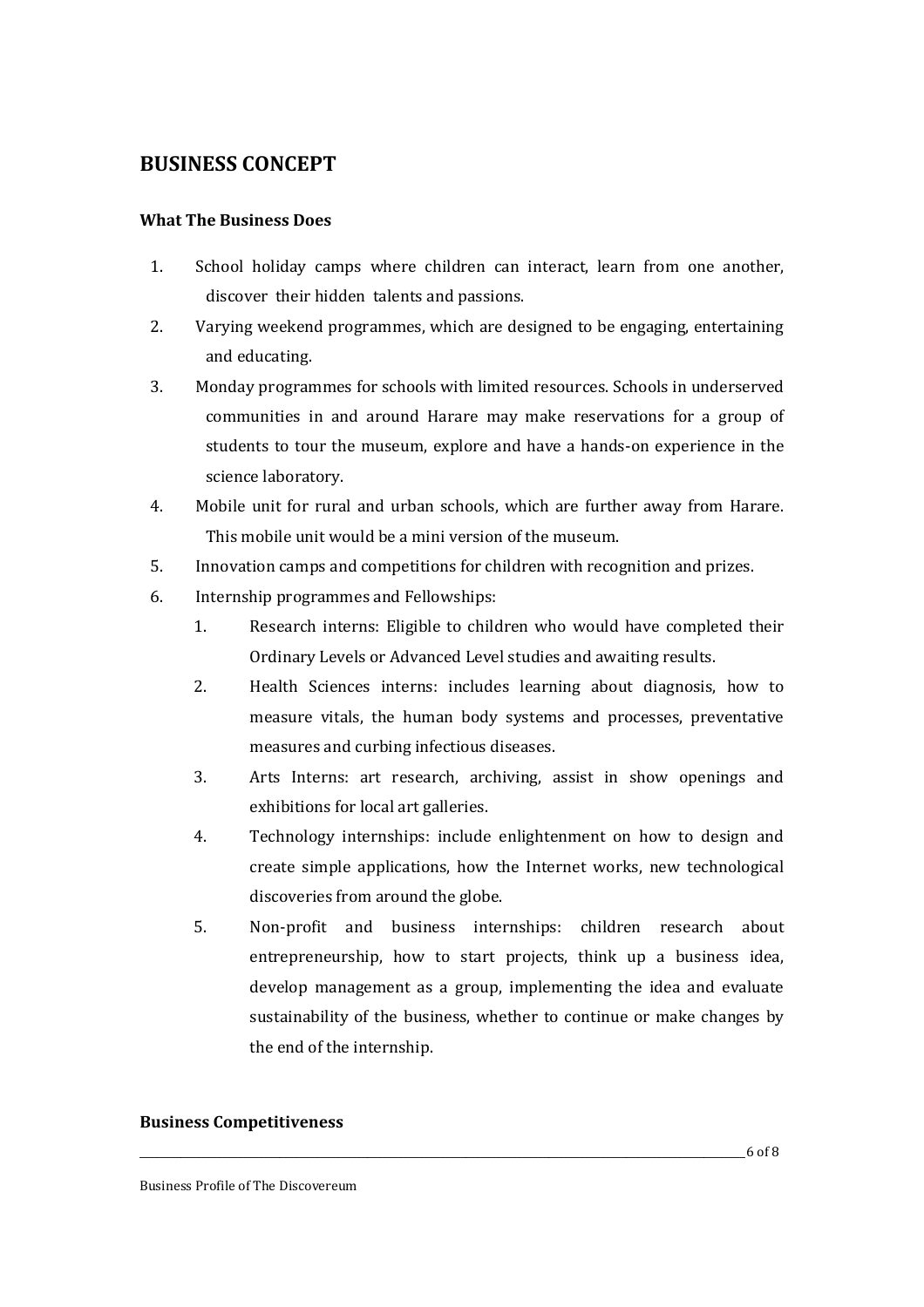## BUSINESS CONCEPT

### What The Business Does

1. School holiday camps where children can interact, learn from one another, discover their hidden talents and passions.
2. Varying weekend programmes, which are designed to be engaging, entertaining and educating.
3. Monday programmes for schools with limited resources. Schools in underserved communities in and around Harare may make reservations for a group of students to tour the museum, explore and have a hands-on experience in the science laboratory.
4. Mobile unit for rural and urban schools, which are further away from Harare. This mobile unit would be a mini version of the museum.
5. Innovation camps and competitions for children with recognition and prizes.
6. Internship programmes and Fellowships:
   1. Research interns: Eligible to children who would have completed their Ordinary Levels or Advanced Level studies and awaiting results.
   2. Health Sciences interns: includes learning about diagnosis, how to measure vitals, the human body systems and processes, preventative measures and curbing infectious diseases.
   3. Arts Interns: art research, archiving, assist in show openings and exhibitions for local art galleries.
   4. Technology internships: include enlightenment on how to design and create simple applications, how the Internet works, new technological discoveries from around the globe.
   5. Non-profit and business internships: children research about entrepreneurship, how to start projects, think up a business idea, develop management as a group, implementing the idea and evaluate sustainability of the business, whether to continue or make changes by the end of the internship.

### Business Competitiveness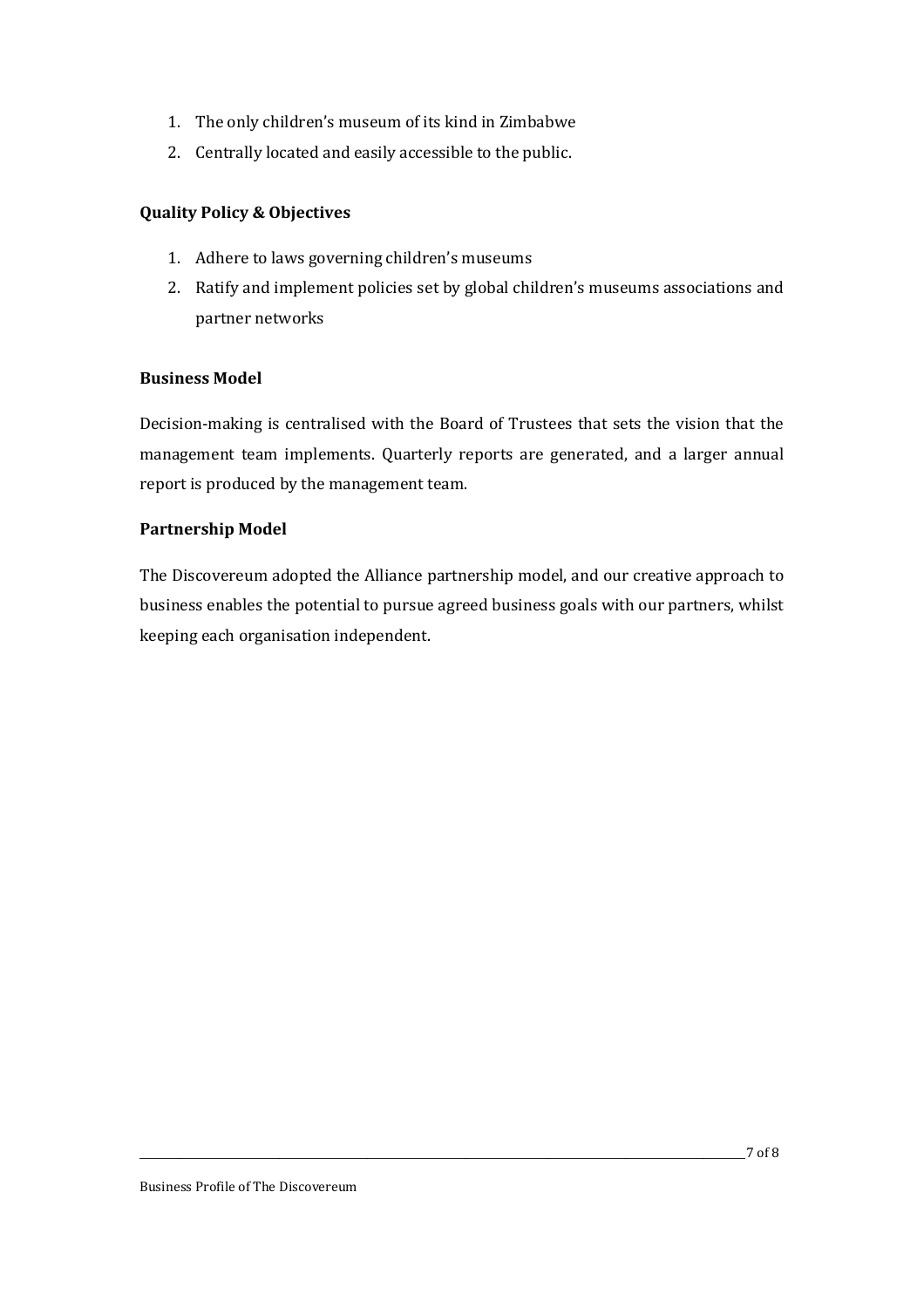1. The only children's museum of its kind in Zimbabwe
2. Centrally located and easily accessible to the public.

**Quality Policy & Objectives**

1. Adhere to laws governing children's museums
2. Ratify and implement policies set by global children's museums associations and partner networks

**Business Model**

Decision-making is centralised with the Board of Trustees that sets the vision that the management team implements. Quarterly reports are generated, and a larger annual report is produced by the management team.

**Partnership Model**

The Discovereum adopted the Alliance partnership model, and our creative approach to business enables the potential to pursue agreed business goals with our partners, whilst keeping each organisation independent.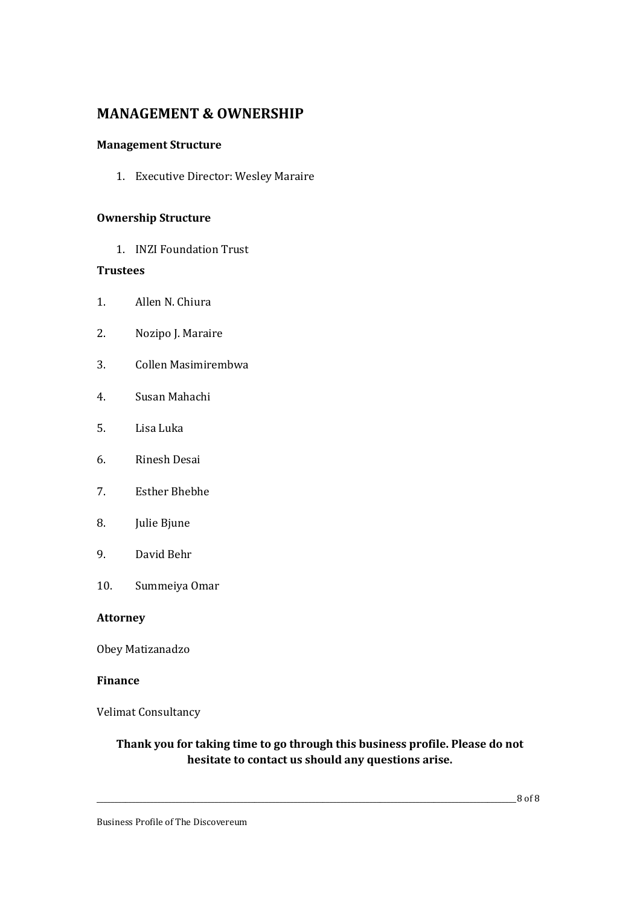## MANAGEMENT & OWNERSHIP

**Management Structure**

1. Executive Director: Wesley Maraire

**Ownership Structure**

1. INZI Foundation Trust

**Trustees**

1. Allen N. Chiura
2. Nozipo J. Maraire
3. Collen Masimirembwa
4. Susan Mahachi
5. Lisa Luka
6. Rinesh Desai
7. Esther Bhebhe
8. Julie Bjune
9. David Behr
10. Summeiya Omar

**Attorney**

Obey Matizanadzo

**Finance**

Velimat Consultancy

**Thank you for taking time to go through this business profile. Please do not hesitate to contact us should any questions arise.**